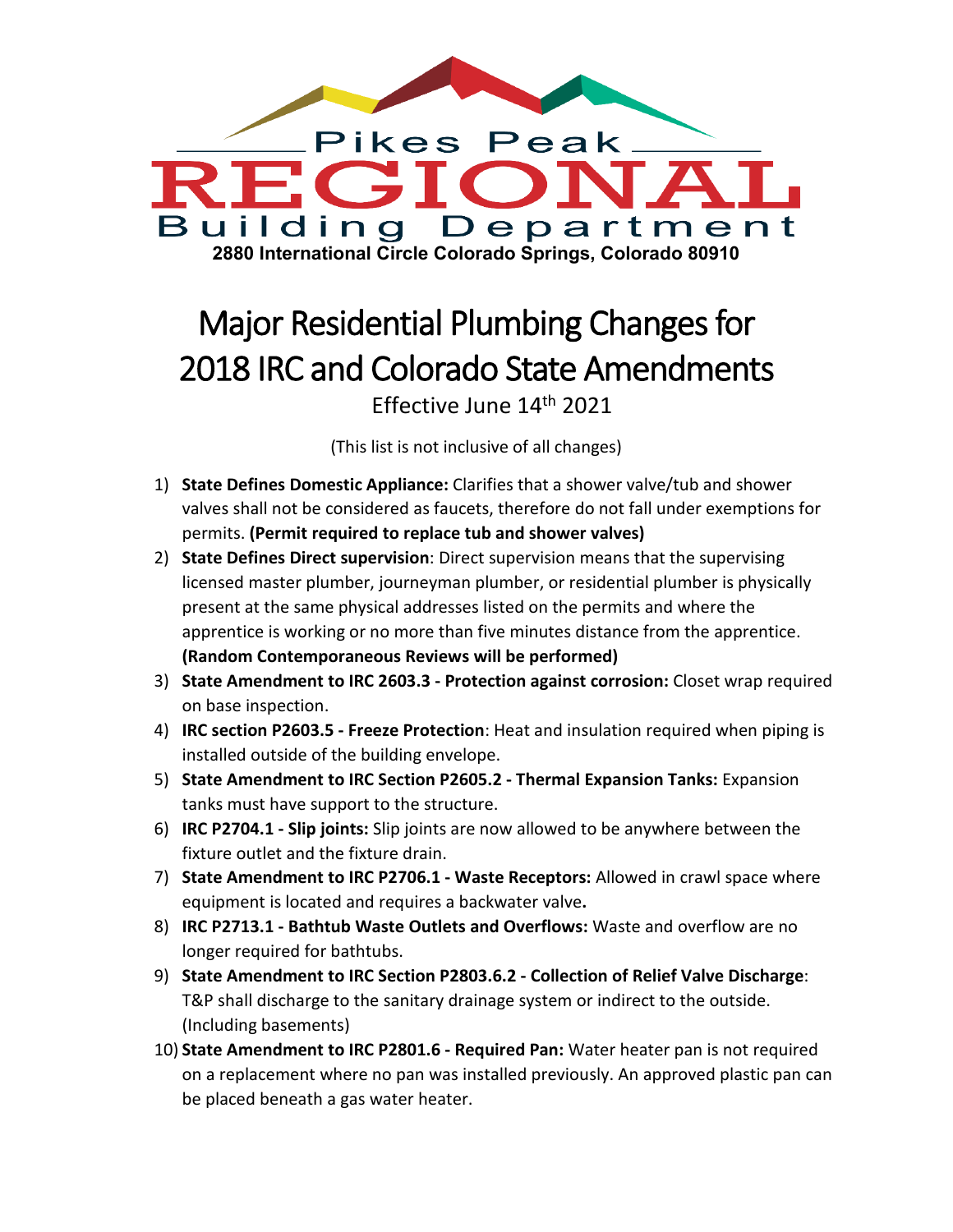Pikes Peak

# REGIONAL

Building Department

**2880 International Circle Colorado Springs, Colorado 80910**

# Major Residential Plumbing Changes for 2018 IRC and Colorado State Amendments

Effective June 14th 2021

(This list is not inclusive of all changes)

1) **State Defines Domestic Appliance:** Clarifies that a shower valve/tub and shower valves shall not be considered as faucets, therefore do not fall under exemptions for permits. **(Permit required to replace tub and shower valves)**
2) **State Defines Direct supervision**: Direct supervision means that the supervising licensed master plumber, journeyman plumber, or residential plumber is physically present at the same physical addresses listed on the permits and where the apprentice is working or no more than five minutes distance from the apprentice. **(Random Contemporaneous Reviews will be performed)**
3) **State Amendment to IRC 2603.3 - Protection against corrosion:** Closet wrap required on base inspection.
4) **IRC section P2603.5 - Freeze Protection**: Heat and insulation required when piping is installed outside of the building envelope.
5) **State Amendment to IRC Section P2605.2 - Thermal Expansion Tanks:** Expansion tanks must have support to the structure.
6) **IRC P2704.1 - Slip joints:** Slip joints are now allowed to be anywhere between the fixture outlet and the fixture drain.
7) **State Amendment to IRC P2706.1 - Waste Receptors:** Allowed in crawl space where equipment is located and requires a backwater valve**.**
8) **IRC P2713.1 - Bathtub Waste Outlets and Overflows:** Waste and overflow are no longer required for bathtubs.
9) **State Amendment to IRC Section P2803.6.2 - Collection of Relief Valve Discharge**: T&P shall discharge to the sanitary drainage system or indirect to the outside. (Including basements)
10) **State Amendment to IRC P2801.6 - Required Pan:** Water heater pan is not required on a replacement where no pan was installed previously. An approved plastic pan can be placed beneath a gas water heater.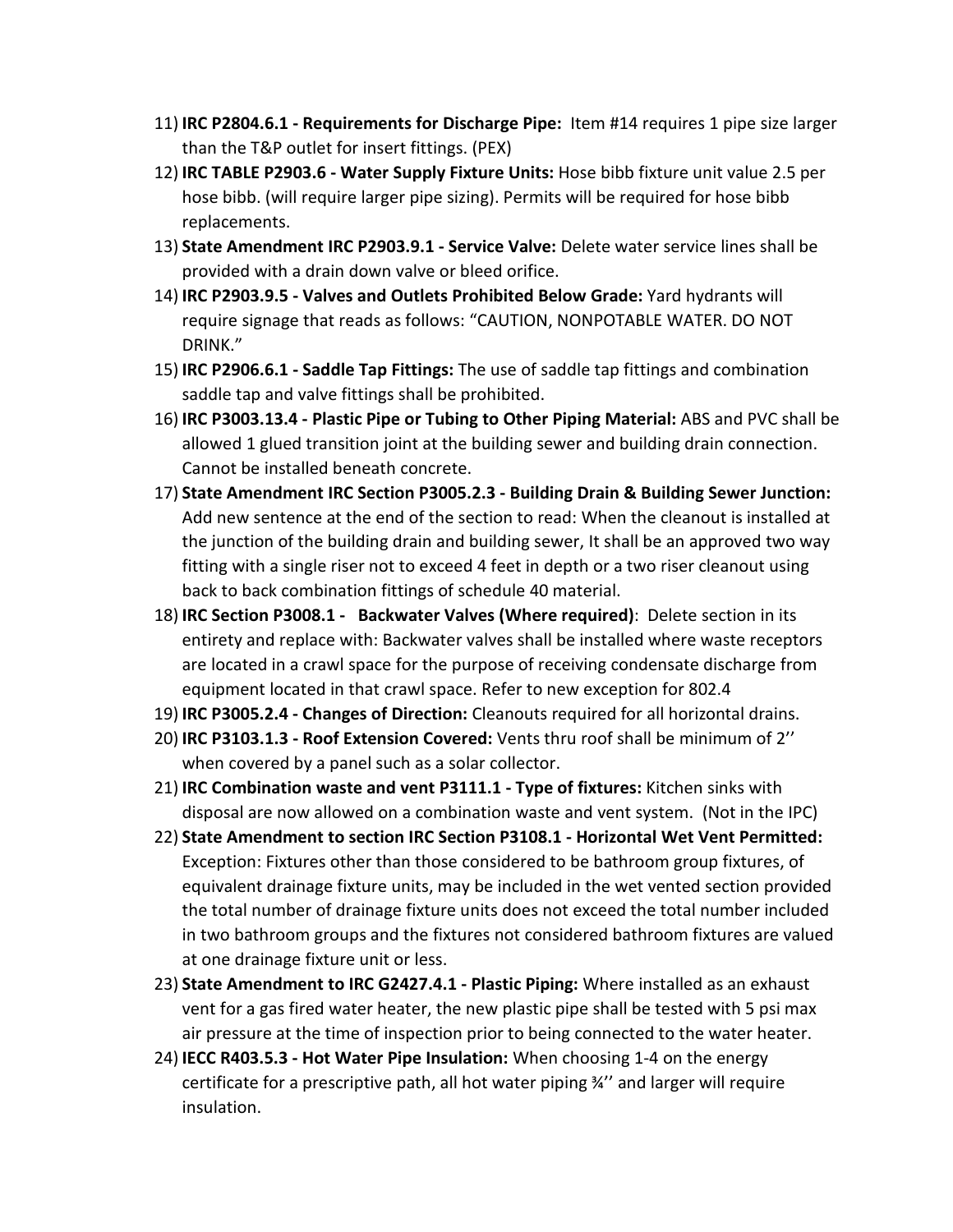11) **IRC P2804.6.1 - Requirements for Discharge Pipe:** Item #14 requires 1 pipe size larger than the T&P outlet for insert fittings. (PEX)
12) **IRC TABLE P2903.6 - Water Supply Fixture Units:** Hose bibb fixture unit value 2.5 per hose bibb. (will require larger pipe sizing). Permits will be required for hose bibb replacements.
13) **State Amendment IRC P2903.9.1 - Service Valve:** Delete water service lines shall be provided with a drain down valve or bleed orifice.
14) **IRC P2903.9.5 - Valves and Outlets Prohibited Below Grade:** Yard hydrants will require signage that reads as follows: "CAUTION, NONPOTABLE WATER. DO NOT DRINK."
15) **IRC P2906.6.1 - Saddle Tap Fittings:** The use of saddle tap fittings and combination saddle tap and valve fittings shall be prohibited.
16) **IRC P3003.13.4 - Plastic Pipe or Tubing to Other Piping Material:** ABS and PVC shall be allowed 1 glued transition joint at the building sewer and building drain connection. Cannot be installed beneath concrete.
17) **State Amendment IRC Section P3005.2.3 - Building Drain & Building Sewer Junction:** Add new sentence at the end of the section to read: When the cleanout is installed at the junction of the building drain and building sewer, It shall be an approved two way fitting with a single riser not to exceed 4 feet in depth or a two riser cleanout using back to back combination fittings of schedule 40 material.
18) **IRC Section P3008.1 - Backwater Valves (Where required)**: Delete section in its entirety and replace with: Backwater valves shall be installed where waste receptors are located in a crawl space for the purpose of receiving condensate discharge from equipment located in that crawl space. Refer to new exception for 802.4
19) **IRC P3005.2.4 - Changes of Direction:** Cleanouts required for all horizontal drains.
20) **IRC P3103.1.3 - Roof Extension Covered:** Vents thru roof shall be minimum of 2'' when covered by a panel such as a solar collector.
21) **IRC Combination waste and vent P3111.1 - Type of fixtures:** Kitchen sinks with disposal are now allowed on a combination waste and vent system. (Not in the IPC)
22) **State Amendment to section IRC Section P3108.1 - Horizontal Wet Vent Permitted:** Exception: Fixtures other than those considered to be bathroom group fixtures, of equivalent drainage fixture units, may be included in the wet vented section provided the total number of drainage fixture units does not exceed the total number included in two bathroom groups and the fixtures not considered bathroom fixtures are valued at one drainage fixture unit or less.
23) **State Amendment to IRC G2427.4.1 - Plastic Piping:** Where installed as an exhaust vent for a gas fired water heater, the new plastic pipe shall be tested with 5 psi max air pressure at the time of inspection prior to being connected to the water heater.
24) **IECC R403.5.3 - Hot Water Pipe Insulation:** When choosing 1-4 on the energy certificate for a prescriptive path, all hot water piping ¾'' and larger will require insulation.